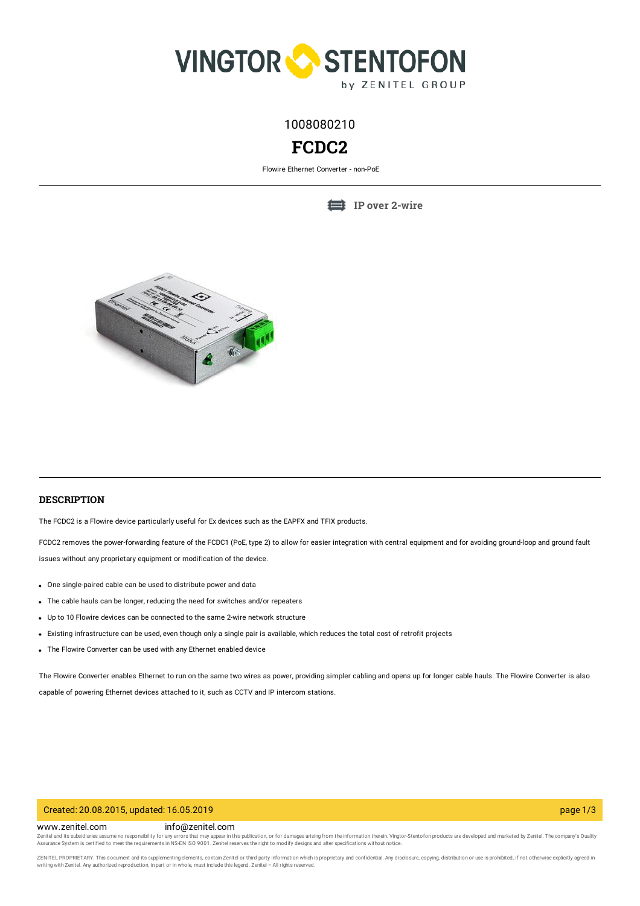1008080210

# FCDC2

Flowire Ethernet Converter - non-PoE

IP over 2-wire

## DESCRIPTION

The FCDC2 is a Flowire device particularly useful for Ex devices such as the EAPFX and TFIX products.

FCDC2 removes the power-forwarding feature of the FCDC1 (PoE, type 2) to allow for easier integration with central equipment and for avoiding ground-loop and ground fault issues without any proprietary equipment or modification of the device.

- One single-paired cable can be used to distribute power and data
- The cable hauls can be longer, reducing the need for switches and/or repeaters
- Up to 10 Flowire devices can be connected to the same 2-wire network structure
- Existing infrastructure can be used, even though only a single pair is available, which reduces the total cost of retrofit projects
- The Flowire Converter can be used with any Ethernet enabled device

The Flowire Converter enables Ethernet to run on the same two wires as power, providing simpler cabling and opens up for longer cable hauls. The Flowire Converter is also capable of powering Ethernet devices attached to it, such as CCTV and IP intercom stations.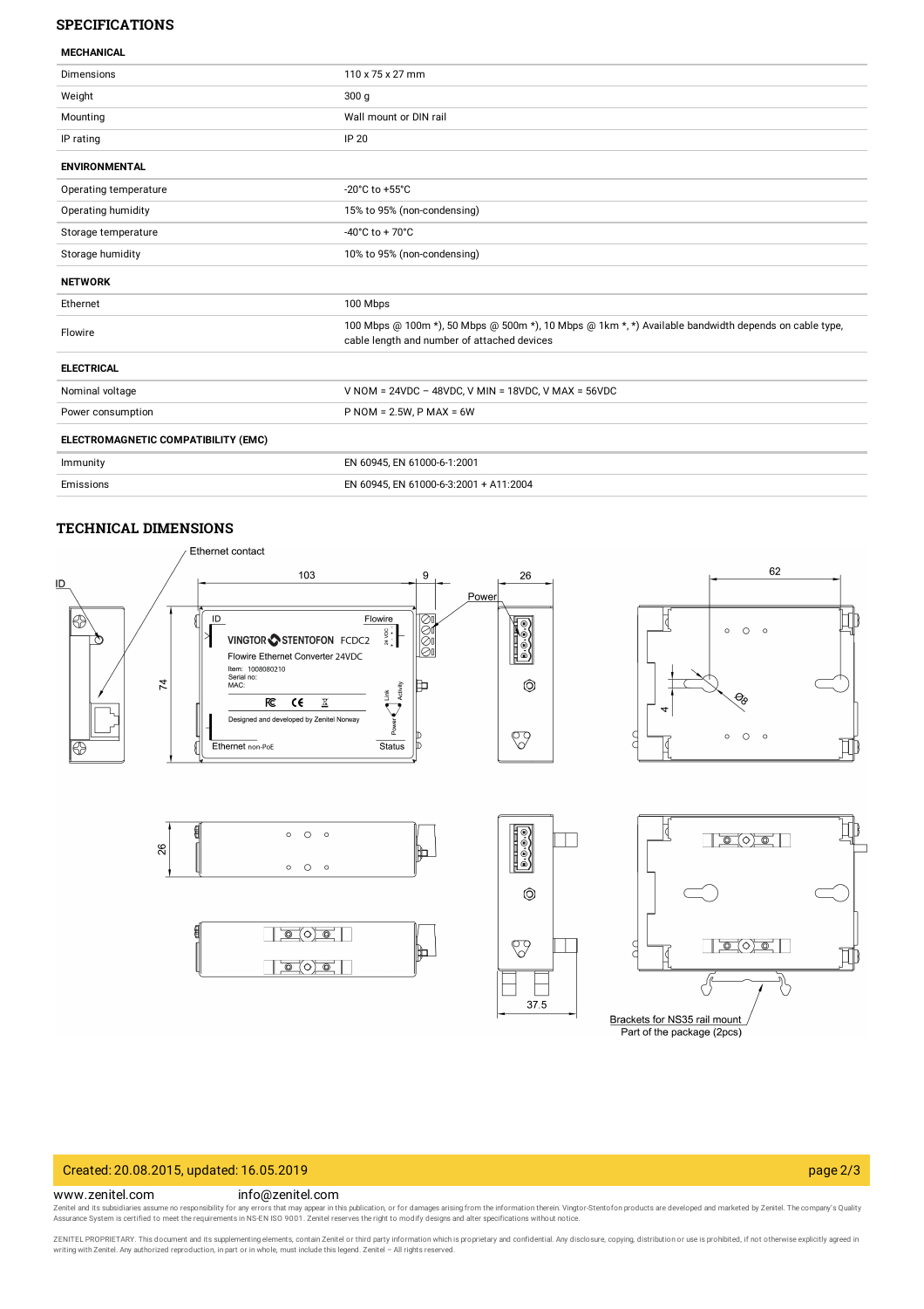## SPECIFICATIONS

| MECHANICAL | |
|---|---|
| Dimensions | 110 x 75 x 27 mm |
| Weight | 300 g |
| Mounting | Wall mount or DIN rail |
| IP rating | IP 20 |

| ENVIRONMENTAL | |
|---|---|
| Operating temperature | -20°C to +55°C |
| Operating humidity | 15% to 95% (non-condensing) |
| Storage temperature | -40°C to + 70°C |
| Storage humidity | 10% to 95% (non-condensing) |

| NETWORK | |
|---|---|
| Ethernet | 100 Mbps |
| Flowire | 100 Mbps @ 100m *), 50 Mbps @ 500m *), 10 Mbps @ 1km *, *) Available bandwidth depends on cable type, cable length and number of attached devices |

| ELECTRICAL | |
|---|---|
| Nominal voltage | V NOM = 24VDC – 48VDC, V MIN = 18VDC, V MAX = 56VDC |
| Power consumption | P NOM = 2.5W, P MAX = 6W |

| ELECTROMAGNETIC COMPATIBILITY (EMC) | |
|---|---|
| Immunity | EN 60945, EN 61000-6-1:2001 |
| Emissions | EN 60945, EN 61000-6-3:2001 + A11:2004 |

## TECHNICAL DIMENSIONS

Brackets for NS35 rail mount
Part of the package (2pcs)

Created: 20.08.2015, updated: 16.05.2019

www.zenitel.com info@zenitel.com

Zenitel and its subsidiaries assume no responsibility for any errors that may appear in this publication, or for damages arising from the information therein. Vingtor-Stentofon products are developed and marketed by Zenitel. The company's Quality Assurance System is certified to meet the requirements in NS-EN ISO 9001. Zenitel reserves the right to modify designs and alter specifications without notice.

ZENITEL PROPRIETARY. This document and its supplementing elements, contain Zenitel or third party information which is proprietary and confidential. Any disclosure, copying, distribution or use is prohibited, if not otherwise explicitly agreed in writing with Zenitel. Any authorized reproduction, in part or in whole, must include this legend. Zenitel – All rights reserved.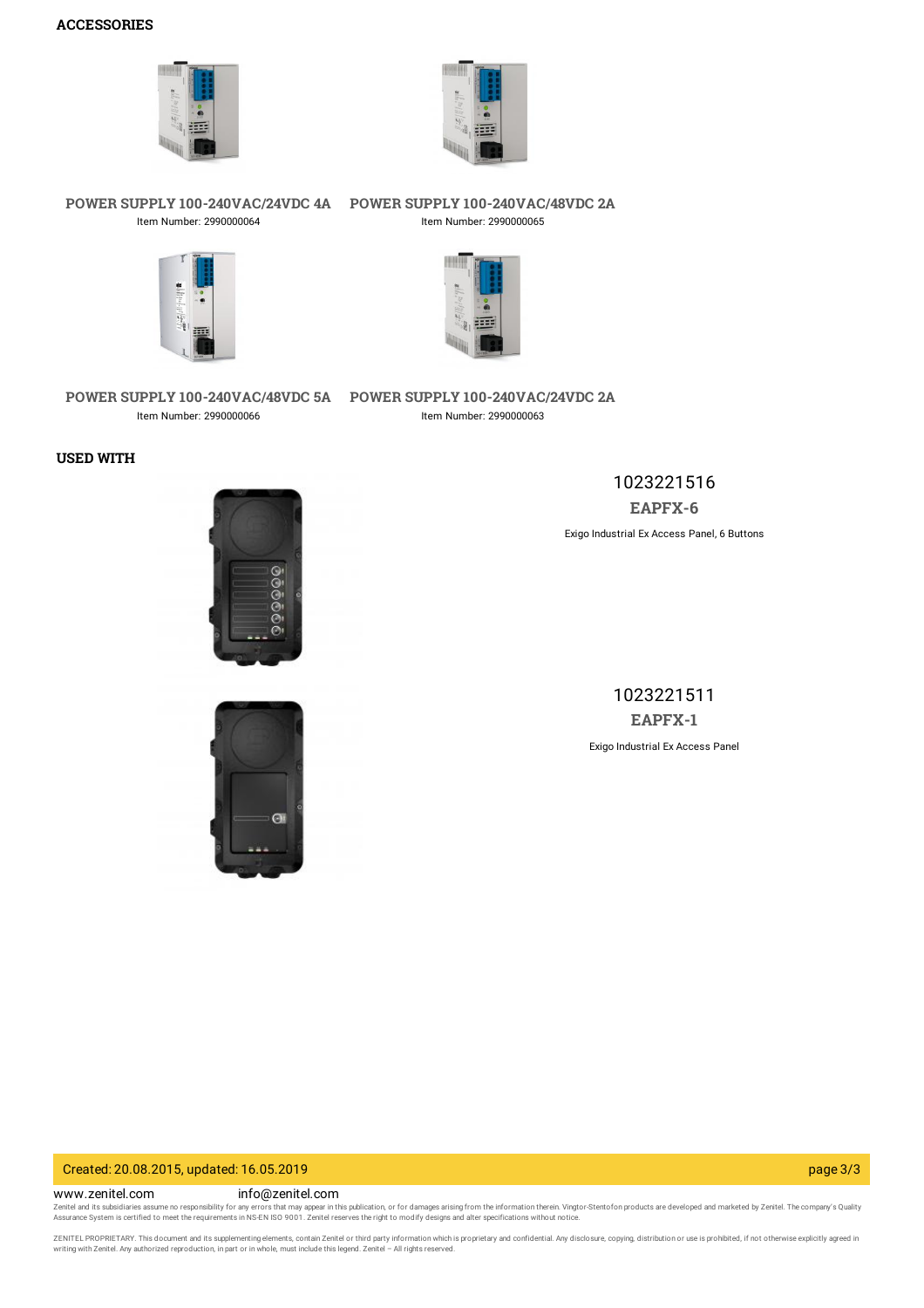## ACCESSORIES

**POWER SUPPLY 100-240VAC/24VDC 4A**
Item Number: 2990000064

**POWER SUPPLY 100-240VAC/48VDC 2A**
Item Number: 2990000065

**POWER SUPPLY 100-240VAC/48VDC 5A**
Item Number: 2990000066

**POWER SUPPLY 100-240VAC/24VDC 2A**
Item Number: 2990000063

## USED WITH

1023221516
**EAPFX-6**
Exigo Industrial Ex Access Panel, 6 Buttons

1023221511
**EAPFX-1**
Exigo Industrial Ex Access Panel

Created: 20.08.2015, updated: 16.05.2019

www.zenitel.com info@zenitel.com

Zenitel and its subsidiaries assume no responsibility for any errors that may appear in this publication, or for damages arising from the information therein. Vingtor-Stentofon products are developed and marketed by Zenitel. The company's Quality Assurance System is certified to meet the requirements in NS-EN ISO 9001. Zenitel reserves the right to modify designs and alter specifications without notice.

ZENITEL PROPRIETARY. This document and its supplementing elements, contain Zenitel or third party information which is proprietary and confidential. Any disclosure, copying, distribution or use is prohibited, if not otherwise explicitly agreed in writing with Zenitel. Any authorized reproduction, in part or in whole, must include this legend. Zenitel – All rights reserved.